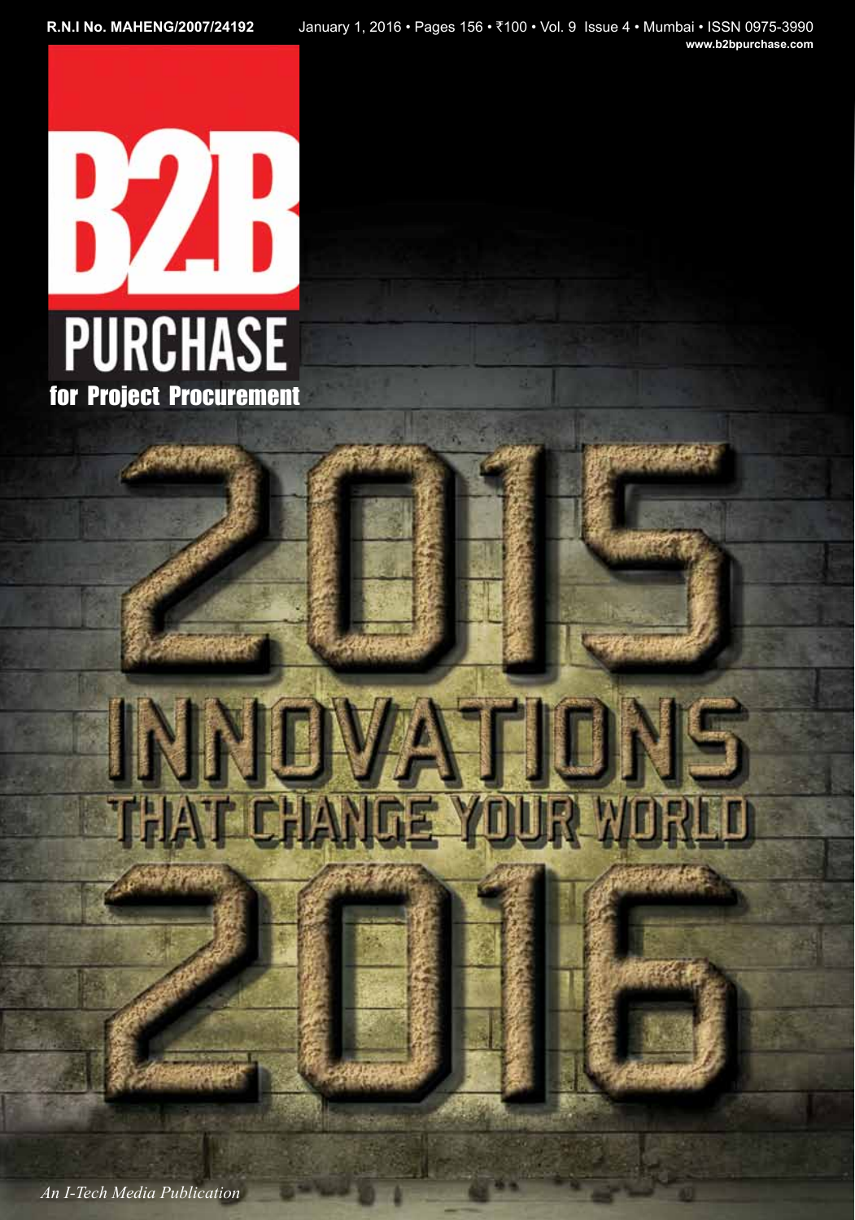R.N.I No. MAHENG/2007/24192

January 1, 2016 • Pages 156 • ₹100 • Vol. 9 Issue 4 • Mumbai • ISSN 0975-3990

www.b2bpurchase.com

# B2B PURCHASE

**for Project Procurement**

# 2015 INNOVATIONS THAT CHANGE YOUR WORLD 2016

*An I-Tech Media Publication*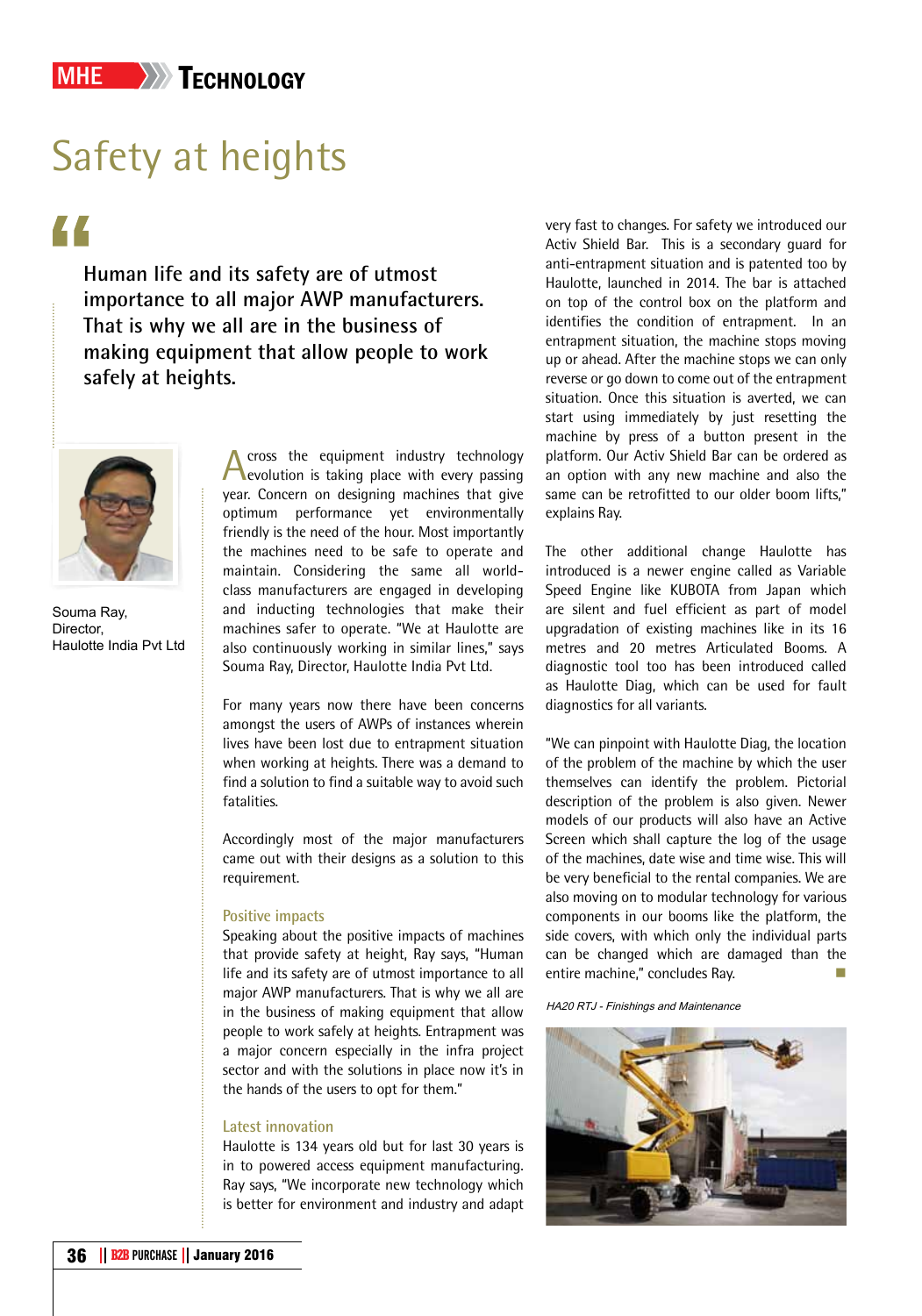MHE » Technology

# Safety at heights

> **Human life and its safety are of utmost importance to all major AWP manufacturers. That is why we all are in the business of making equipment that allow people to work safely at heights.**

Souma Ray,
Director,
Haulotte India Pvt Ltd

Across the equipment industry technology evolution is taking place with every passing year. Concern on designing machines that give optimum performance yet environmentally friendly is the need of the hour. Most importantly the machines need to be safe to operate and maintain. Considering the same all world-class manufacturers are engaged in developing and inducting technologies that make their machines safer to operate. "We at Haulotte are also continuously working in similar lines," says Souma Ray, Director, Haulotte India Pvt Ltd.

For many years now there have been concerns amongst the users of AWPs of instances wherein lives have been lost due to entrapment situation when working at heights. There was a demand to find a solution to find a suitable way to avoid such fatalities.

Accordingly most of the major manufacturers came out with their designs as a solution to this requirement.

## Positive impacts

Speaking about the positive impacts of machines that provide safety at height, Ray says, "Human life and its safety are of utmost importance to all major AWP manufacturers. That is why we all are in the business of making equipment that allow people to work safely at heights. Entrapment was a major concern especially in the infra project sector and with the solutions in place now it's in the hands of the users to opt for them."

## Latest innovation

Haulotte is 134 years old but for last 30 years is in to powered access equipment manufacturing. Ray says, "We incorporate new technology which is better for environment and industry and adapt very fast to changes. For safety we introduced our Activ Shield Bar. This is a secondary guard for anti-entrapment situation and is patented too by Haulotte, launched in 2014. The bar is attached on top of the control box on the platform and identifies the condition of entrapment. In an entrapment situation, the machine stops moving up or ahead. After the machine stops we can only reverse or go down to come out of the entrapment situation. Once this situation is averted, we can start using immediately by just resetting the machine by press of a button present in the platform. Our Activ Shield Bar can be ordered as an option with any new machine and also the same can be retrofitted to our older boom lifts," explains Ray.

The other additional change Haulotte has introduced is a newer engine called as Variable Speed Engine like KUBOTA from Japan which are silent and fuel efficient as part of model upgradation of existing machines like in its 16 metres and 20 metres Articulated Booms. A diagnostic tool too has been introduced called as Haulotte Diag, which can be used for fault diagnostics for all variants.

"We can pinpoint with Haulotte Diag, the location of the problem of the machine by which the user themselves can identify the problem. Pictorial description of the problem is also given. Newer models of our products will also have an Active Screen which shall capture the log of the usage of the machines, date wise and time wise. This will be very beneficial to the rental companies. We are also moving on to modular technology for various components in our booms like the platform, the side covers, with which only the individual parts can be changed which are damaged than the entire machine," concludes Ray.

*HA20 RTJ - Finishings and Maintenance*